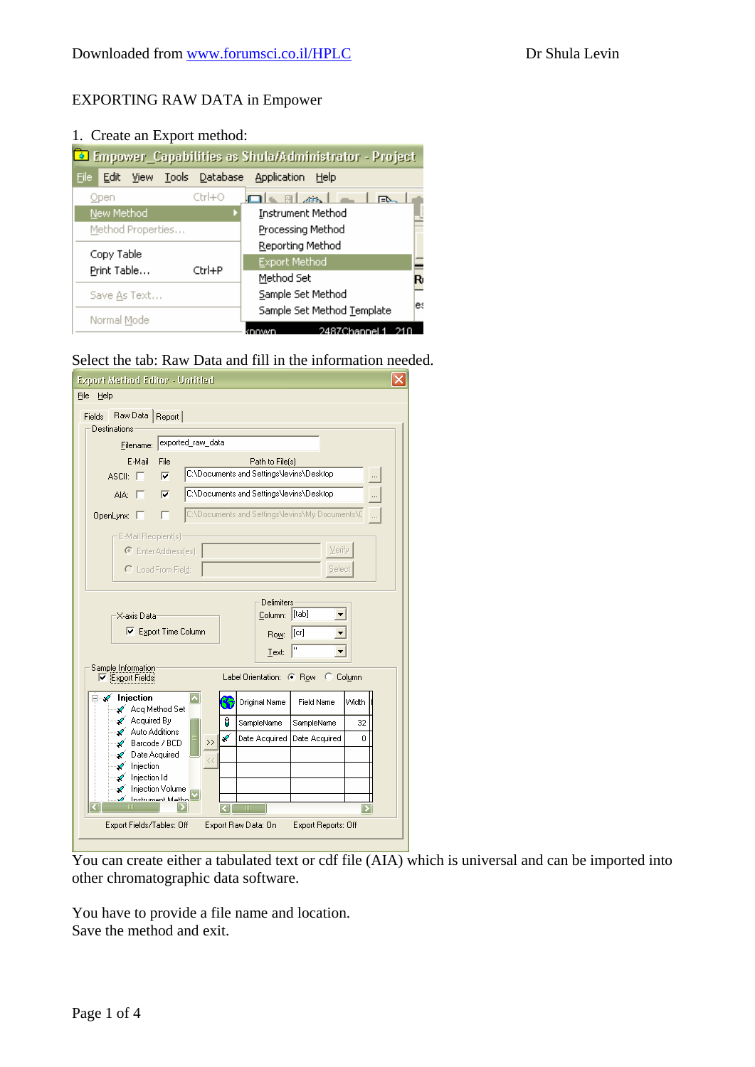EXPORTING RAW DATA in Empower

1. Create an Export method:

Select the tab: Raw Data and fill in the information needed.

You can create either a tabulated text or cdf file (AIA) which is universal and can be imported into other chromatographic data software.

You have to provide a file name and location.
Save the method and exit.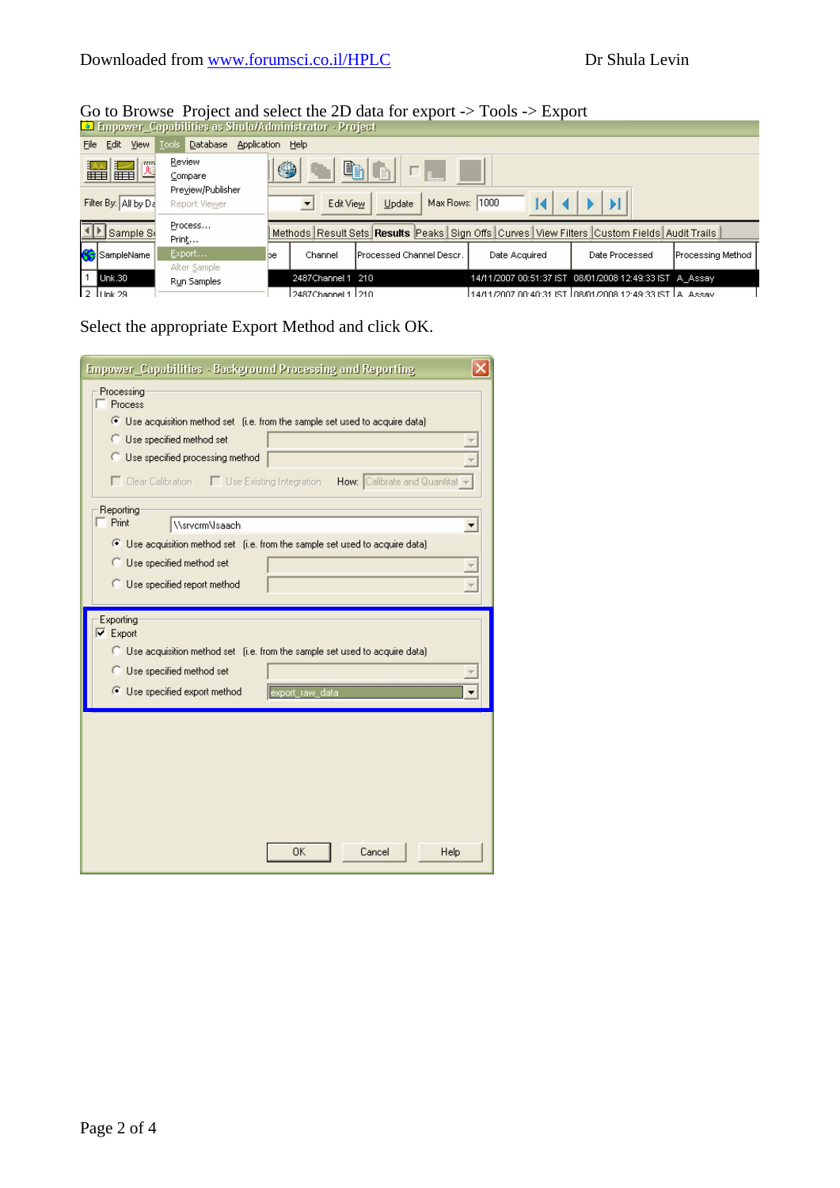Go to Browse Project and select the 2D data for export -> Tools -> Export

Select the appropriate Export Method and click OK.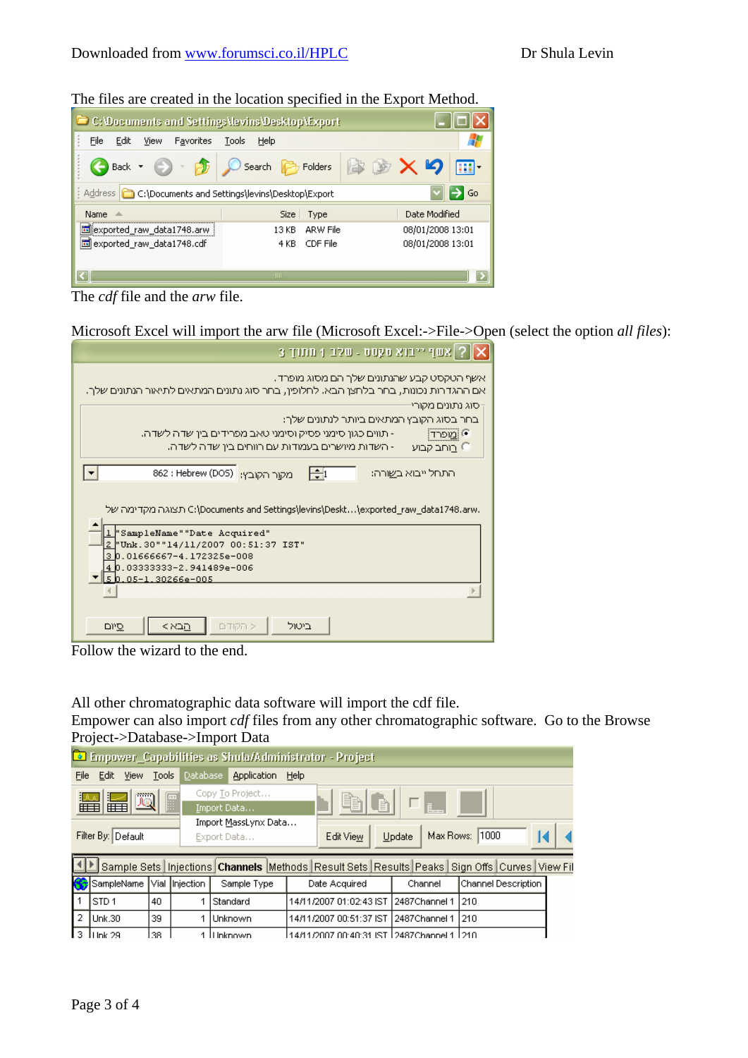The files are created in the location specified in the Export Method.

The *cdf* file and the *arw* file.

Microsoft Excel will import the arw file (Microsoft Excel:->File->Open (select the option *all files*):

Follow the wizard to the end.

All other chromatographic data software will import the cdf file.
Empower can also import *cdf* files from any other chromatographic software. Go to the Browse Project->Database->Import Data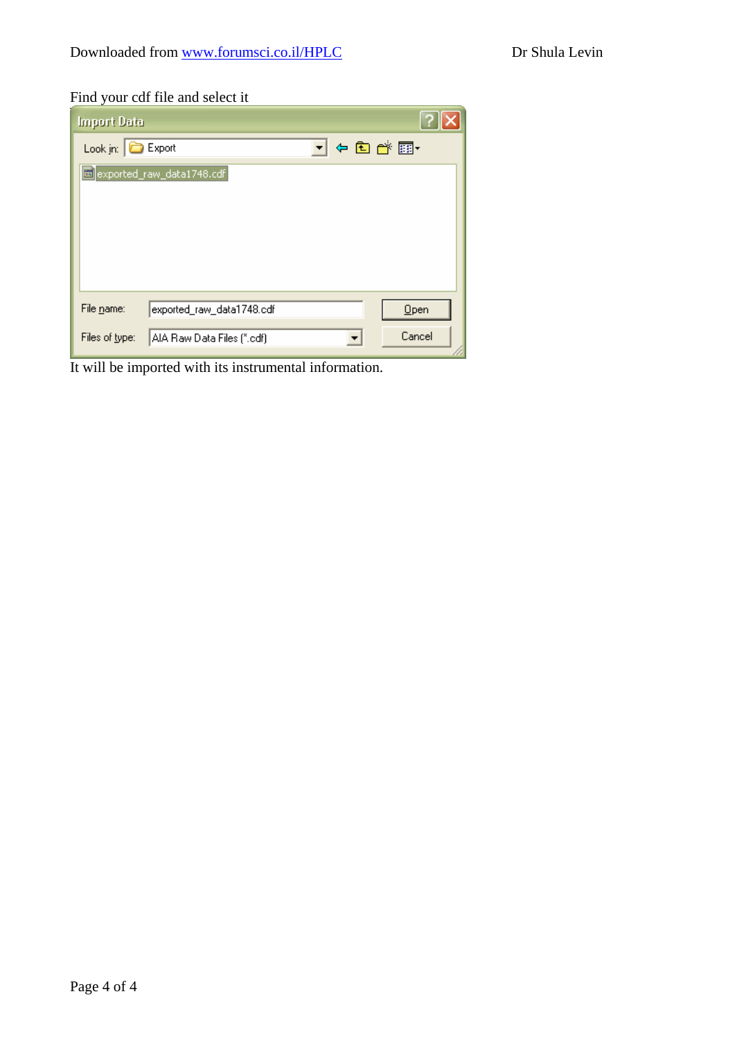Find your cdf file and select it

It will be imported with its instrumental information.